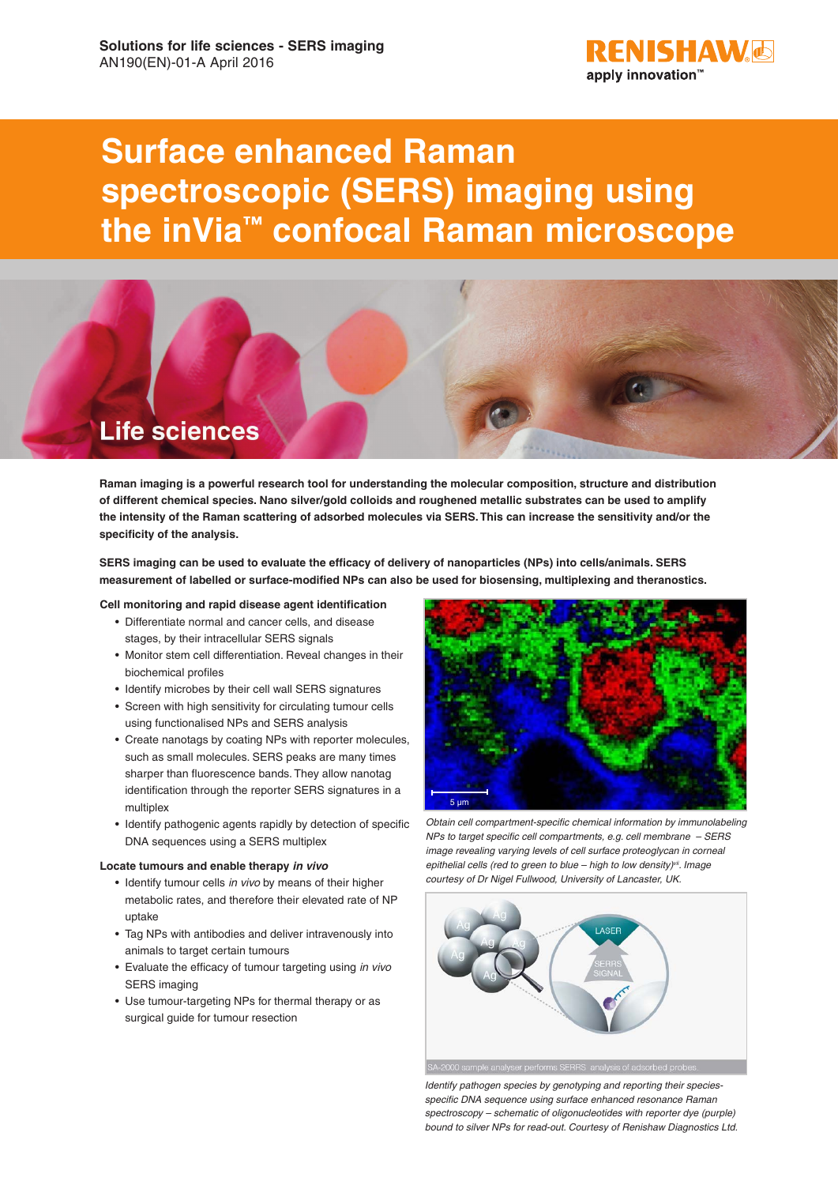Solutions for life sciences - SERS imaging
AN190(EN)-01-A April 2016

# Surface enhanced Raman spectroscopic (SERS) imaging using the inVia™ confocal Raman microscope

## Life sciences

**Raman imaging is a powerful research tool for understanding the molecular composition, structure and distribution of different chemical species. Nano silver/gold colloids and roughened metallic substrates can be used to amplify the intensity of the Raman scattering of adsorbed molecules via SERS. This can increase the sensitivity and/or the specificity of the analysis.**

**SERS imaging can be used to evaluate the efficacy of delivery of nanoparticles (NPs) into cells/animals. SERS measurement of labelled or surface-modified NPs can also be used for biosensing, multiplexing and theranostics.**

### Cell monitoring and rapid disease agent identification

- Differentiate normal and cancer cells, and disease stages, by their intracellular SERS signals
- Monitor stem cell differentiation. Reveal changes in their biochemical profiles
- Identify microbes by their cell wall SERS signatures
- Screen with high sensitivity for circulating tumour cells using functionalised NPs and SERS analysis
- Create nanotags by coating NPs with reporter molecules, such as small molecules. SERS peaks are many times sharper than fluorescence bands. They allow nanotag identification through the reporter SERS signatures in a multiplex
- Identify pathogenic agents rapidly by detection of specific DNA sequences using a SERS multiplex

### Locate tumours and enable therapy *in vivo*

- Identify tumour cells *in vivo* by means of their higher metabolic rates, and therefore their elevated rate of NP uptake
- Tag NPs with antibodies and deliver intravenously into animals to target certain tumours
- Evaluate the efficacy of tumour targeting using *in vivo* SERS imaging
- Use tumour-targeting NPs for thermal therapy or as surgical guide for tumour resection

*Obtain cell compartment-specific chemical information by immunolabeling NPs to target specific cell compartments, e.g. cell membrane – SERS image revealing varying levels of cell surface proteoglycan in corneal epithelial cells (red to green to blue – high to low density)[vi]. Image courtesy of Dr Nigel Fullwood, University of Lancaster, UK.*

*Identify pathogen species by genotyping and reporting their species-specific DNA sequence using surface enhanced resonance Raman spectroscopy – schematic of oligonucleotides with reporter dye (purple) bound to silver NPs for read-out. Courtesy of Renishaw Diagnostics Ltd.*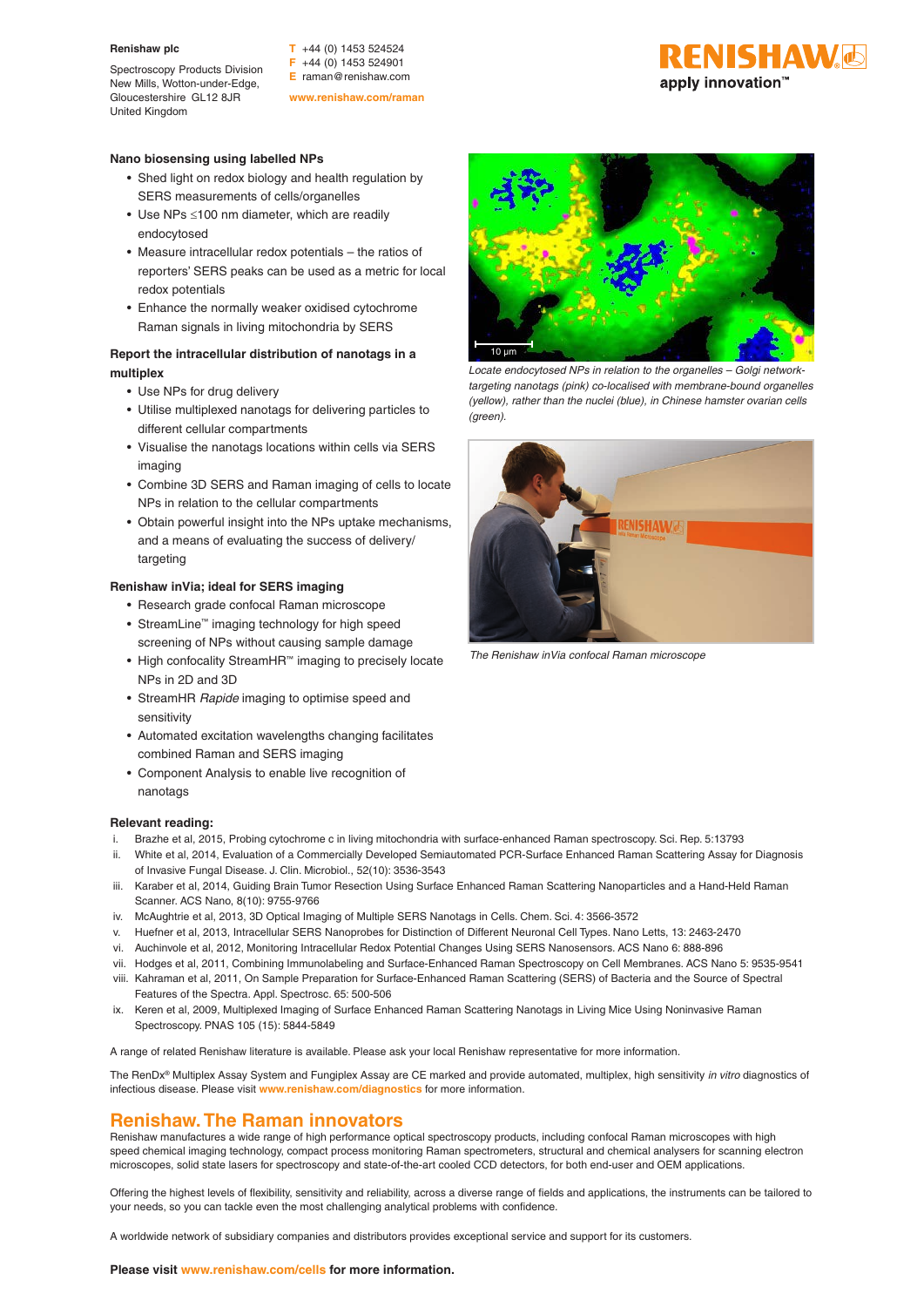**Renishaw plc**

Spectroscopy Products Division
New Mills, Wotton-under-Edge,
Gloucestershire GL12 8JR
United Kingdom

**T** +44 (0) 1453 524524
**F** +44 (0) 1453 524901
**E** raman@renishaw.com

www.renishaw.com/raman

RENISHAW
apply innovation™

### Nano biosensing using labelled NPs

- Shed light on redox biology and health regulation by SERS measurements of cells/organelles
- Use NPs ≤100 nm diameter, which are readily endocytosed
- Measure intracellular redox potentials – the ratios of reporters' SERS peaks can be used as a metric for local redox potentials
- Enhance the normally weaker oxidised cytochrome Raman signals in living mitochondria by SERS

### Report the intracellular distribution of nanotags in a multiplex

- Use NPs for drug delivery
- Utilise multiplexed nanotags for delivering particles to different cellular compartments
- Visualise the nanotags locations within cells via SERS imaging
- Combine 3D SERS and Raman imaging of cells to locate NPs in relation to the cellular compartments
- Obtain powerful insight into the NPs uptake mechanisms, and a means of evaluating the success of delivery/ targeting

### Renishaw inVia; ideal for SERS imaging

- Research grade confocal Raman microscope
- StreamLine™ imaging technology for high speed screening of NPs without causing sample damage
- High confocality StreamHR™ imaging to precisely locate NPs in 2D and 3D
- StreamHR *Rapide* imaging to optimise speed and sensitivity
- Automated excitation wavelengths changing facilitates combined Raman and SERS imaging
- Component Analysis to enable live recognition of nanotags

10 µm

*Locate endocytosed NPs in relation to the organelles – Golgi network-targeting nanotags (pink) co-localised with membrane-bound organelles (yellow), rather than the nuclei (blue), in Chinese hamster ovarian cells (green).*

*The Renishaw inVia confocal Raman microscope*

### Relevant reading:

i. Brazhe et al, 2015, Probing cytochrome c in living mitochondria with surface-enhanced Raman spectroscopy. Sci. Rep. 5:13793
ii. White et al, 2014, Evaluation of a Commercially Developed Semiautomated PCR-Surface Enhanced Raman Scattering Assay for Diagnosis of Invasive Fungal Disease. J. Clin. Microbiol., 52(10): 3536-3543
iii. Karaber et al, 2014, Guiding Brain Tumor Resection Using Surface Enhanced Raman Scattering Nanoparticles and a Hand-Held Raman Scanner. ACS Nano, 8(10): 9755-9766
iv. McAughtrie et al, 2013, 3D Optical Imaging of Multiple SERS Nanotags in Cells. Chem. Sci. 4: 3566-3572
v. Huefner et al, 2013, Intracellular SERS Nanoprobes for Distinction of Different Neuronal Cell Types. Nano Letts, 13: 2463-2470
vi. Auchinvole et al, 2012, Monitoring Intracellular Redox Potential Changes Using SERS Nanosensors. ACS Nano 6: 888-896
vii. Hodges et al, 2011, Combining Immunolabeling and Surface-Enhanced Raman Spectroscopy on Cell Membranes. ACS Nano 5: 9535-9541
viii. Kahraman et al, 2011, On Sample Preparation for Surface-Enhanced Raman Scattering (SERS) of Bacteria and the Source of Spectral Features of the Spectra. Appl. Spectrosc. 65: 500-506
ix. Keren et al, 2009, Multiplexed Imaging of Surface Enhanced Raman Scattering Nanotags in Living Mice Using Noninvasive Raman Spectroscopy. PNAS 105 (15): 5844-5849

A range of related Renishaw literature is available. Please ask your local Renishaw representative for more information.

The RenDx® Multiplex Assay System and Fungiplex Assay are CE marked and provide automated, multiplex, high sensitivity *in vitro* diagnostics of infectious disease. Please visit www.renishaw.com/diagnostics for more information.

## Renishaw. The Raman innovators

Renishaw manufactures a wide range of high performance optical spectroscopy products, including confocal Raman microscopes with high speed chemical imaging technology, compact process monitoring Raman spectrometers, structural and chemical analysers for scanning electron microscopes, solid state lasers for spectroscopy and state-of-the-art cooled CCD detectors, for both end-user and OEM applications.

Offering the highest levels of flexibility, sensitivity and reliability, across a diverse range of fields and applications, the instruments can be tailored to your needs, so you can tackle even the most challenging analytical problems with confidence.

A worldwide network of subsidiary companies and distributors provides exceptional service and support for its customers.

**Please visit www.renishaw.com/cells for more information.**